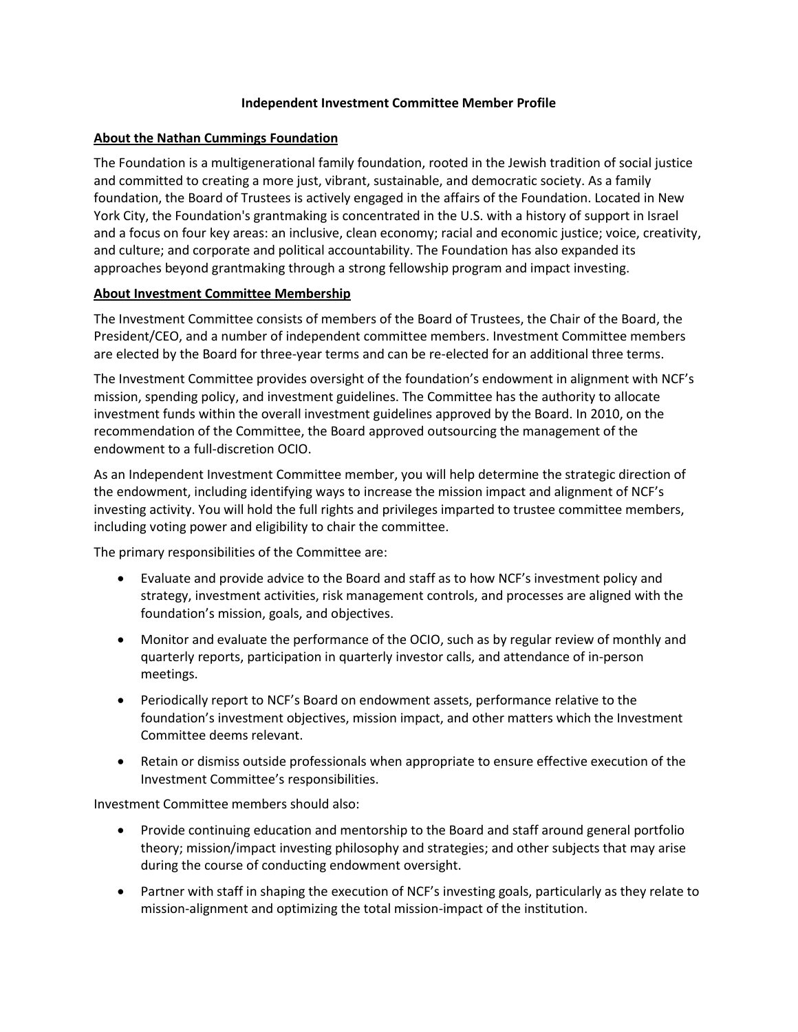**Independent Investment Committee Member Profile**

**About the Nathan Cummings Foundation**

The Foundation is a multigenerational family foundation, rooted in the Jewish tradition of social justice and committed to creating a more just, vibrant, sustainable, and democratic society. As a family foundation, the Board of Trustees is actively engaged in the affairs of the Foundation. Located in New York City, the Foundation's grantmaking is concentrated in the U.S. with a history of support in Israel and a focus on four key areas: an inclusive, clean economy; racial and economic justice; voice, creativity, and culture; and corporate and political accountability. The Foundation has also expanded its approaches beyond grantmaking through a strong fellowship program and impact investing.

**About Investment Committee Membership**

The Investment Committee consists of members of the Board of Trustees, the Chair of the Board, the President/CEO, and a number of independent committee members. Investment Committee members are elected by the Board for three-year terms and can be re-elected for an additional three terms.

The Investment Committee provides oversight of the foundation's endowment in alignment with NCF's mission, spending policy, and investment guidelines. The Committee has the authority to allocate investment funds within the overall investment guidelines approved by the Board. In 2010, on the recommendation of the Committee, the Board approved outsourcing the management of the endowment to a full-discretion OCIO.

As an Independent Investment Committee member, you will help determine the strategic direction of the endowment, including identifying ways to increase the mission impact and alignment of NCF's investing activity. You will hold the full rights and privileges imparted to trustee committee members, including voting power and eligibility to chair the committee.

The primary responsibilities of the Committee are:

- Evaluate and provide advice to the Board and staff as to how NCF's investment policy and strategy, investment activities, risk management controls, and processes are aligned with the foundation's mission, goals, and objectives.
- Monitor and evaluate the performance of the OCIO, such as by regular review of monthly and quarterly reports, participation in quarterly investor calls, and attendance of in-person meetings.
- Periodically report to NCF's Board on endowment assets, performance relative to the foundation's investment objectives, mission impact, and other matters which the Investment Committee deems relevant.
- Retain or dismiss outside professionals when appropriate to ensure effective execution of the Investment Committee's responsibilities.

Investment Committee members should also:

- Provide continuing education and mentorship to the Board and staff around general portfolio theory; mission/impact investing philosophy and strategies; and other subjects that may arise during the course of conducting endowment oversight.
- Partner with staff in shaping the execution of NCF's investing goals, particularly as they relate to mission-alignment and optimizing the total mission-impact of the institution.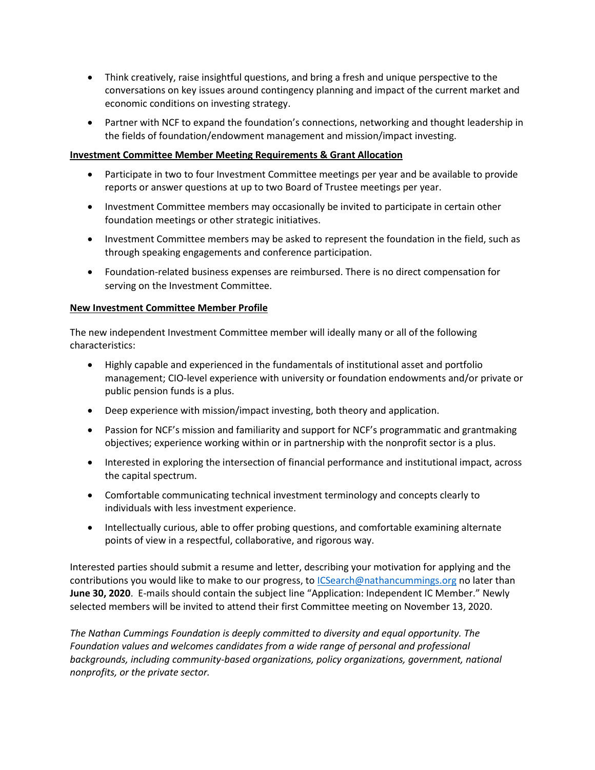- Think creatively, raise insightful questions, and bring a fresh and unique perspective to the conversations on key issues around contingency planning and impact of the current market and economic conditions on investing strategy.
- Partner with NCF to expand the foundation's connections, networking and thought leadership in the fields of foundation/endowment management and mission/impact investing.

**Investment Committee Member Meeting Requirements & Grant Allocation**

- Participate in two to four Investment Committee meetings per year and be available to provide reports or answer questions at up to two Board of Trustee meetings per year.
- Investment Committee members may occasionally be invited to participate in certain other foundation meetings or other strategic initiatives.
- Investment Committee members may be asked to represent the foundation in the field, such as through speaking engagements and conference participation.
- Foundation-related business expenses are reimbursed. There is no direct compensation for serving on the Investment Committee.

**New Investment Committee Member Profile**

The new independent Investment Committee member will ideally many or all of the following characteristics:

- Highly capable and experienced in the fundamentals of institutional asset and portfolio management; CIO-level experience with university or foundation endowments and/or private or public pension funds is a plus.
- Deep experience with mission/impact investing, both theory and application.
- Passion for NCF's mission and familiarity and support for NCF's programmatic and grantmaking objectives; experience working within or in partnership with the nonprofit sector is a plus.
- Interested in exploring the intersection of financial performance and institutional impact, across the capital spectrum.
- Comfortable communicating technical investment terminology and concepts clearly to individuals with less investment experience.
- Intellectually curious, able to offer probing questions, and comfortable examining alternate points of view in a respectful, collaborative, and rigorous way.

Interested parties should submit a resume and letter, describing your motivation for applying and the contributions you would like to make to our progress, to ICSearch@nathancummings.org no later than **June 30, 2020**. E-mails should contain the subject line "Application: Independent IC Member." Newly selected members will be invited to attend their first Committee meeting on November 13, 2020.

*The Nathan Cummings Foundation is deeply committed to diversity and equal opportunity. The Foundation values and welcomes candidates from a wide range of personal and professional backgrounds, including community-based organizations, policy organizations, government, national nonprofits, or the private sector.*